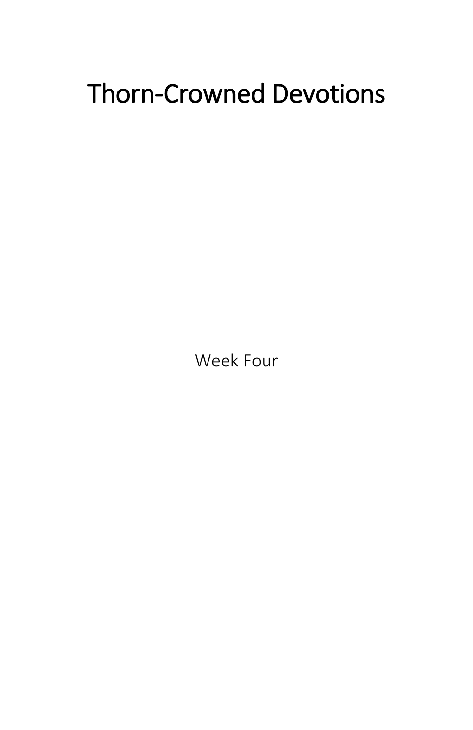# Thorn-Crowned Devotions

Week Four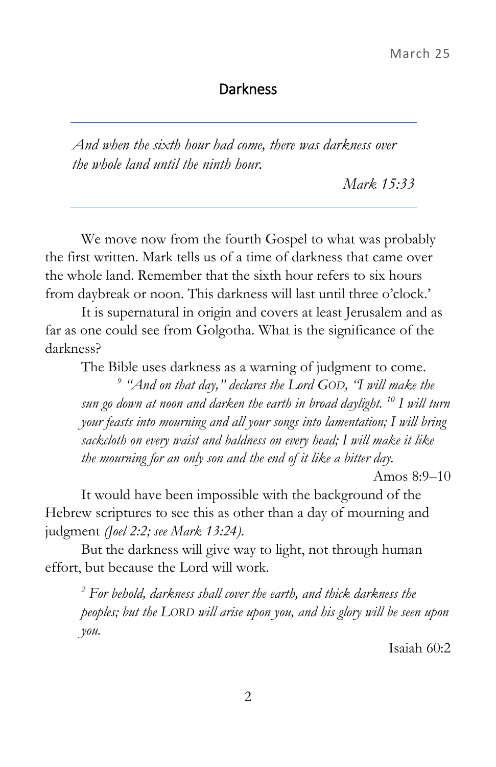March 25

## Darkness

---

*And when the sixth hour had come, there was darkness over the whole land until the ninth hour.*

*Mark 15:33*

---

We move now from the fourth Gospel to what was probably the first written. Mark tells us of a time of darkness that came over the whole land. Remember that the sixth hour refers to six hours from daybreak or noon. This darkness will last until three o'clock.'

It is supernatural in origin and covers at least Jerusalem and as far as one could see from Golgotha. What is the significance of the darkness?

The Bible uses darkness as a warning of judgment to come.

> [9] *"And on that day," declares the Lord GOD, "I will make the sun go down at noon and darken the earth in broad daylight. [10] I will turn your feasts into mourning and all your songs into lamentation; I will bring sackcloth on every waist and baldness on every head; I will make it like the mourning for an only son and the end of it like a bitter day.*
>
> Amos 8:9–10

It would have been impossible with the background of the Hebrew scriptures to see this as other than a day of mourning and judgment *(Joel 2:2; see Mark 13:24).*

But the darkness will give way to light, not through human effort, but because the Lord will work.

> [2] *For behold, darkness shall cover the earth, and thick darkness the peoples; but the LORD will arise upon you, and his glory will be seen upon you.*
>
> Isaiah 60:2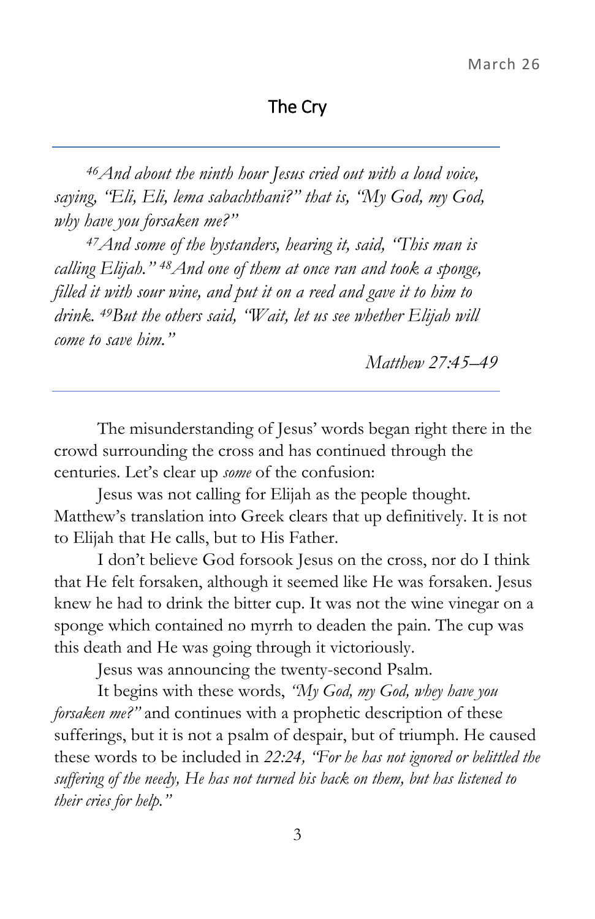March 26

## The Cry

---

*[46]And about the ninth hour Jesus cried out with a loud voice, saying, "Eli, Eli, lema sabachthani?" that is, "My God, my God, why have you forsaken me?"*

*[47]And some of the bystanders, hearing it, said, "This man is calling Elijah." [48]And one of them at once ran and took a sponge, filled it with sour wine, and put it on a reed and gave it to him to drink. [49]But the others said, "Wait, let us see whether Elijah will come to save him."*

*Matthew 27:45–49*

---

The misunderstanding of Jesus' words began right there in the crowd surrounding the cross and has continued through the centuries. Let's clear up *some* of the confusion:

Jesus was not calling for Elijah as the people thought. Matthew's translation into Greek clears that up definitively. It is not to Elijah that He calls, but to His Father.

I don't believe God forsook Jesus on the cross, nor do I think that He felt forsaken, although it seemed like He was forsaken. Jesus knew he had to drink the bitter cup. It was not the wine vinegar on a sponge which contained no myrrh to deaden the pain. The cup was this death and He was going through it victoriously.

Jesus was announcing the twenty-second Psalm.

It begins with these words, *"My God, my God, whey have you forsaken me?"* and continues with a prophetic description of these sufferings, but it is not a psalm of despair, but of triumph. He caused these words to be included in *22:24, "For he has not ignored or belittled the suffering of the needy, He has not turned his back on them, but has listened to their cries for help."*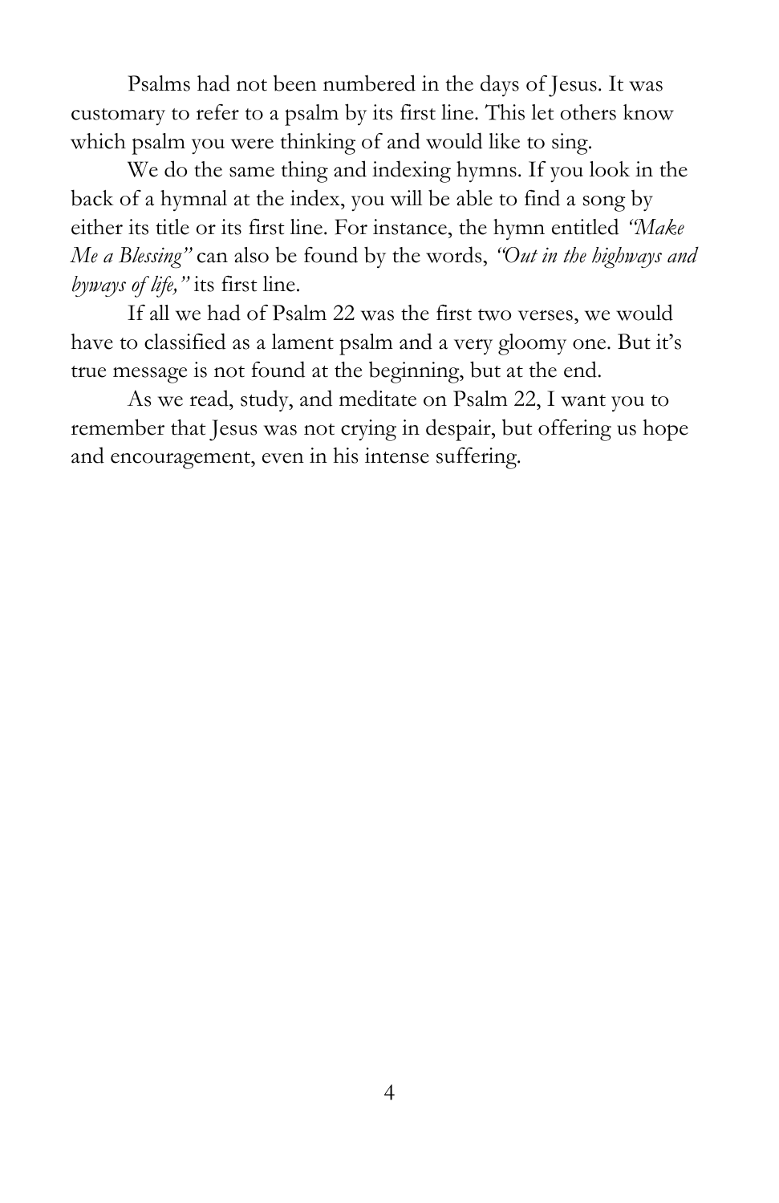Psalms had not been numbered in the days of Jesus. It was customary to refer to a psalm by its first line. This let others know which psalm you were thinking of and would like to sing.

We do the same thing and indexing hymns. If you look in the back of a hymnal at the index, you will be able to find a song by either its title or its first line. For instance, the hymn entitled *"Make Me a Blessing"* can also be found by the words, *"Out in the highways and byways of life,"* its first line.

If all we had of Psalm 22 was the first two verses, we would have to classified as a lament psalm and a very gloomy one. But it's true message is not found at the beginning, but at the end.

As we read, study, and meditate on Psalm 22, I want you to remember that Jesus was not crying in despair, but offering us hope and encouragement, even in his intense suffering.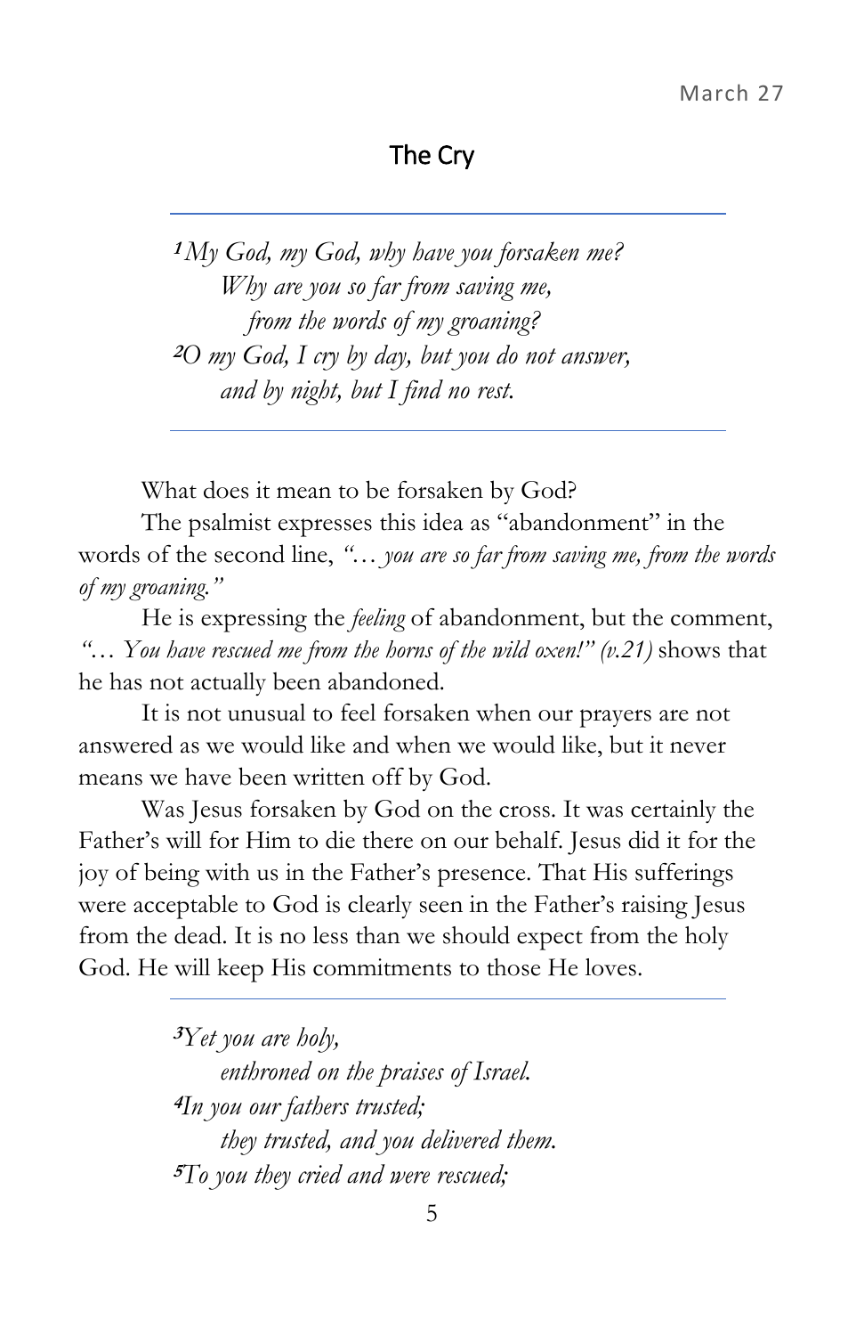March 27

## The Cry

---

*[1]My God, my God, why have you forsaken me?*
*Why are you so far from saving me,*
*from the words of my groaning?*
*[2]O my God, I cry by day, but you do not answer,*
*and by night, but I find no rest.*

---

What does it mean to be forsaken by God?

The psalmist expresses this idea as "abandonment" in the words of the second line, *"… you are so far from saving me, from the words of my groaning."*

He is expressing the *feeling* of abandonment, but the comment, *"… You have rescued me from the horns of the wild oxen!" (v.21)* shows that he has not actually been abandoned.

It is not unusual to feel forsaken when our prayers are not answered as we would like and when we would like, but it never means we have been written off by God.

Was Jesus forsaken by God on the cross. It was certainly the Father's will for Him to die there on our behalf. Jesus did it for the joy of being with us in the Father's presence. That His sufferings were acceptable to God is clearly seen in the Father's raising Jesus from the dead. It is no less than we should expect from the holy God. He will keep His commitments to those He loves.

---

*[3]Yet you are holy,*
*enthroned on the praises of Israel.*
*[4]In you our fathers trusted;*
*they trusted, and you delivered them.*
*[5]To you they cried and were rescued;*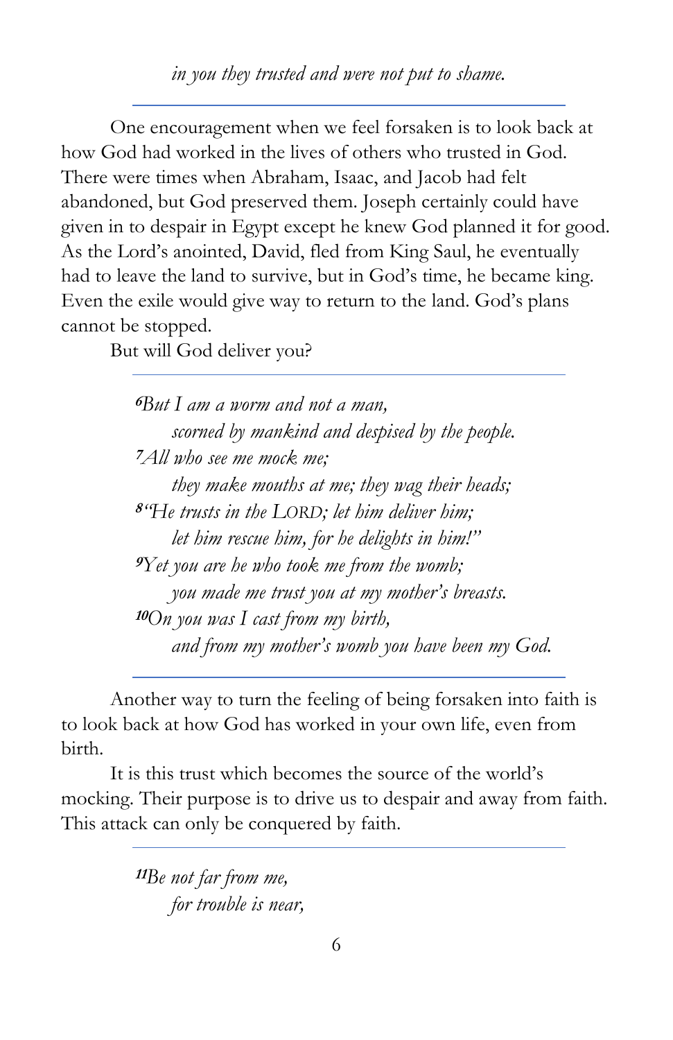*in you they trusted and were not put to shame.*

---

One encouragement when we feel forsaken is to look back at how God had worked in the lives of others who trusted in God. There were times when Abraham, Isaac, and Jacob had felt abandoned, but God preserved them. Joseph certainly could have given in to despair in Egypt except he knew God planned it for good. As the Lord's anointed, David, fled from King Saul, he eventually had to leave the land to survive, but in God's time, he became king. Even the exile would give way to return to the land. God's plans cannot be stopped.

But will God deliver you?

---

> *6But I am a worm and not a man,*
> *scorned by mankind and despised by the people.*
> *7All who see me mock me;*
> *they make mouths at me; they wag their heads;*
> *8"He trusts in the LORD; let him deliver him;*
> *let him rescue him, for he delights in him!"*
> *9Yet you are he who took me from the womb;*
> *you made me trust you at my mother's breasts.*
> *10On you was I cast from my birth,*
> *and from my mother's womb you have been my God.*

---

Another way to turn the feeling of being forsaken into faith is to look back at how God has worked in your own life, even from birth.

It is this trust which becomes the source of the world's mocking. Their purpose is to drive us to despair and away from faith. This attack can only be conquered by faith.

---

> *11Be not far from me,*
> *for trouble is near,*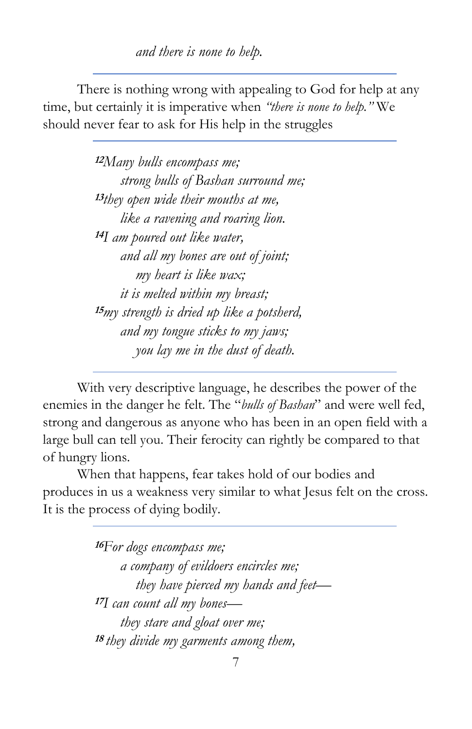*and there is none to help.*

---

There is nothing wrong with appealing to God for help at any time, but certainly it is imperative when *"there is none to help."* We should never fear to ask for His help in the struggles

---

*12Many bulls encompass me;*
*strong bulls of Bashan surround me;*
*13they open wide their mouths at me,*
*like a ravening and roaring lion.*
*14I am poured out like water,*
*and all my bones are out of joint;*
*my heart is like wax;*
*it is melted within my breast;*
*15my strength is dried up like a potsherd,*
*and my tongue sticks to my jaws;*
*you lay me in the dust of death.*

---

With very descriptive language, he describes the power of the enemies in the danger he felt. The "*bulls of Bashan*" and were well fed, strong and dangerous as anyone who has been in an open field with a large bull can tell you. Their ferocity can rightly be compared to that of hungry lions.

When that happens, fear takes hold of our bodies and produces in us a weakness very similar to what Jesus felt on the cross. It is the process of dying bodily.

---

*16For dogs encompass me;*
*a company of evildoers encircles me;*
*they have pierced my hands and feet—*
*17I can count all my bones—*
*they stare and gloat over me;*
*18 they divide my garments among them,*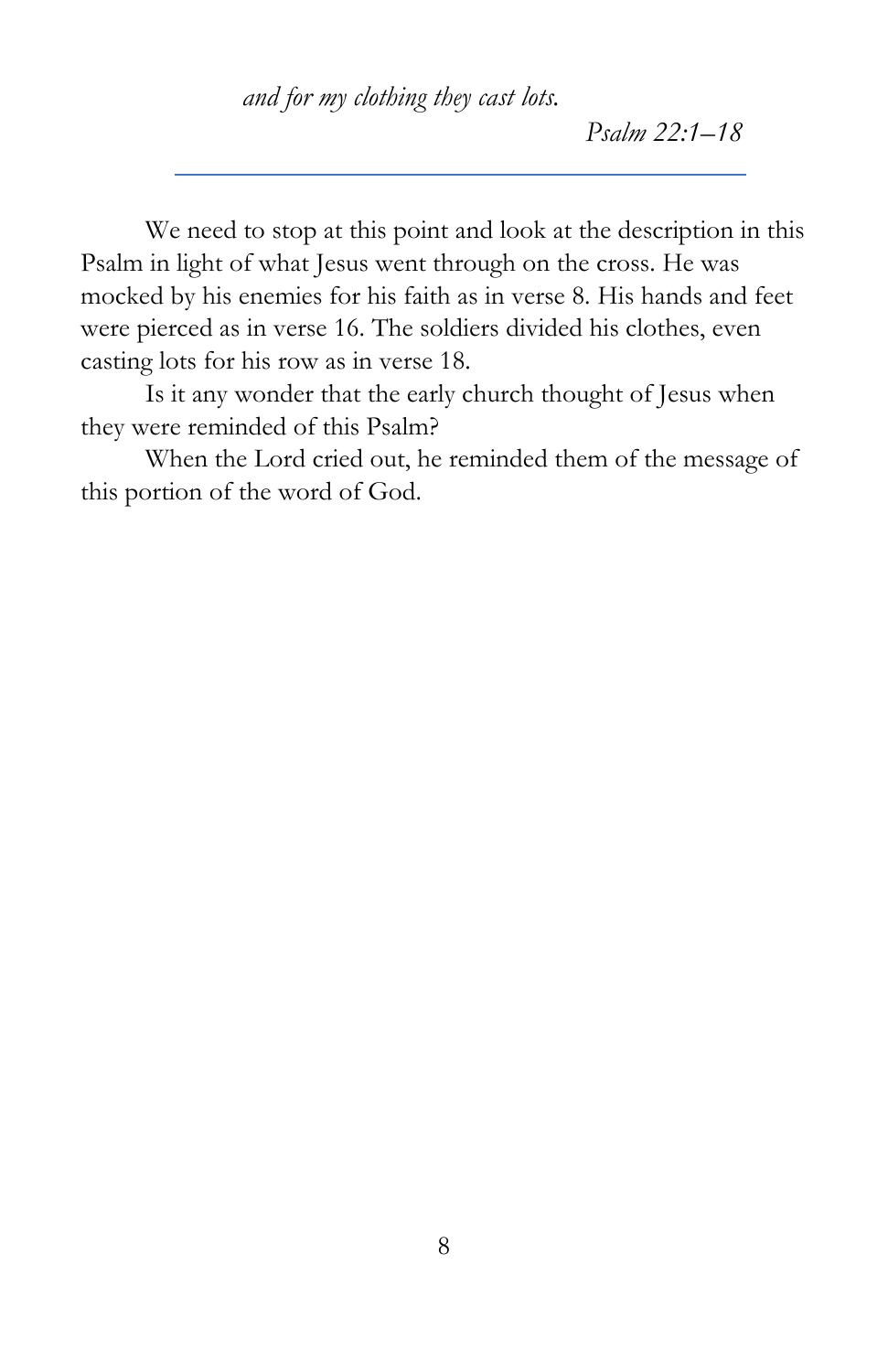*and for my clothing they cast lots.*

*Psalm 22:1–18*

---

We need to stop at this point and look at the description in this Psalm in light of what Jesus went through on the cross. He was mocked by his enemies for his faith as in verse 8. His hands and feet were pierced as in verse 16. The soldiers divided his clothes, even casting lots for his row as in verse 18.

Is it any wonder that the early church thought of Jesus when they were reminded of this Psalm?

When the Lord cried out, he reminded them of the message of this portion of the word of God.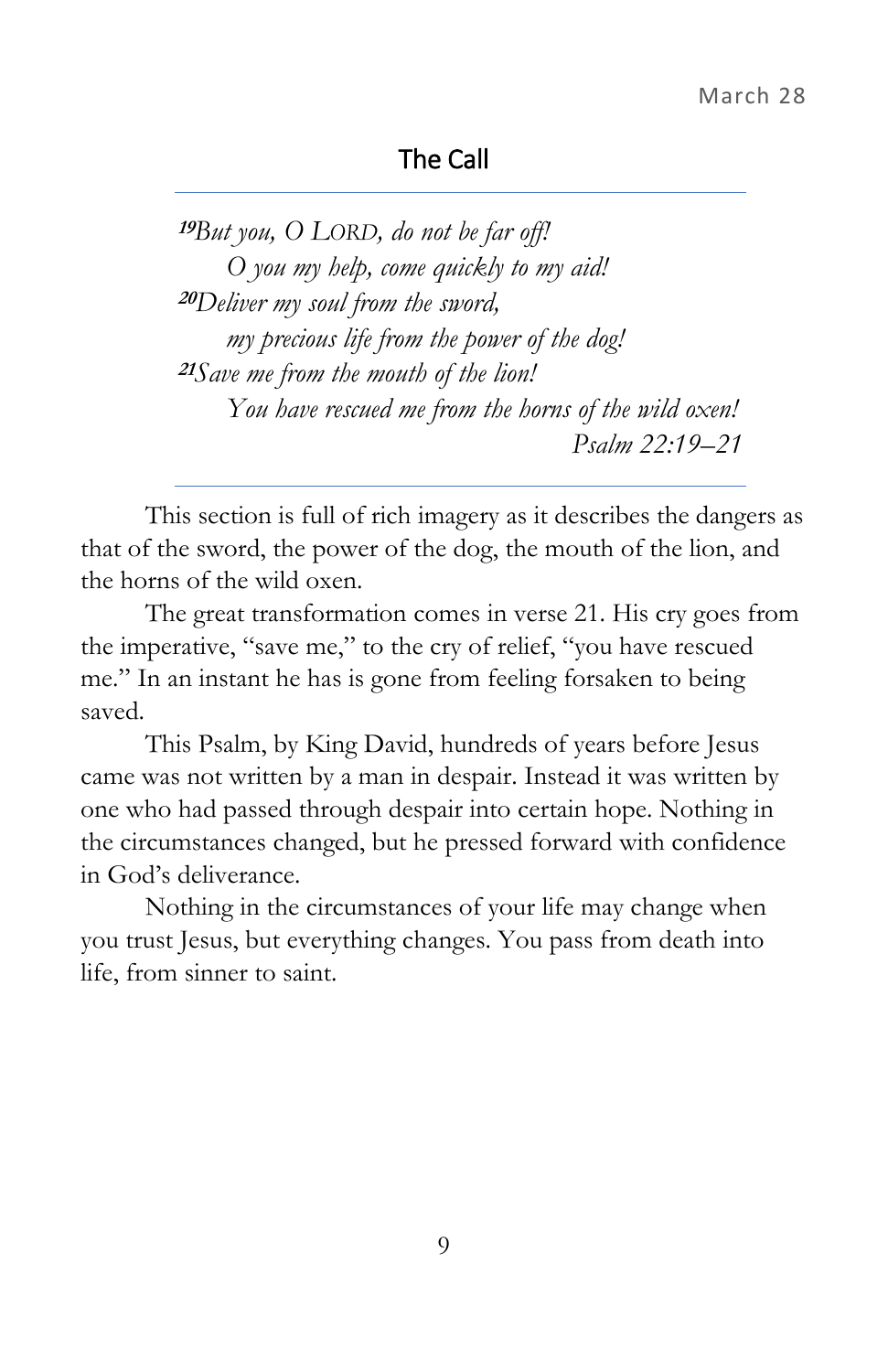March 28

## The Call

*[19]But you, O LORD, do not be far off!*
*O you my help, come quickly to my aid!*
*[20]Deliver my soul from the sword,*
*my precious life from the power of the dog!*
*[21]Save me from the mouth of the lion!*
*You have rescued me from the horns of the wild oxen!*
*Psalm 22:19–21*

---

This section is full of rich imagery as it describes the dangers as that of the sword, the power of the dog, the mouth of the lion, and the horns of the wild oxen.

The great transformation comes in verse 21. His cry goes from the imperative, "save me," to the cry of relief, "you have rescued me." In an instant he has is gone from feeling forsaken to being saved.

This Psalm, by King David, hundreds of years before Jesus came was not written by a man in despair. Instead it was written by one who had passed through despair into certain hope. Nothing in the circumstances changed, but he pressed forward with confidence in God's deliverance.

Nothing in the circumstances of your life may change when you trust Jesus, but everything changes. You pass from death into life, from sinner to saint.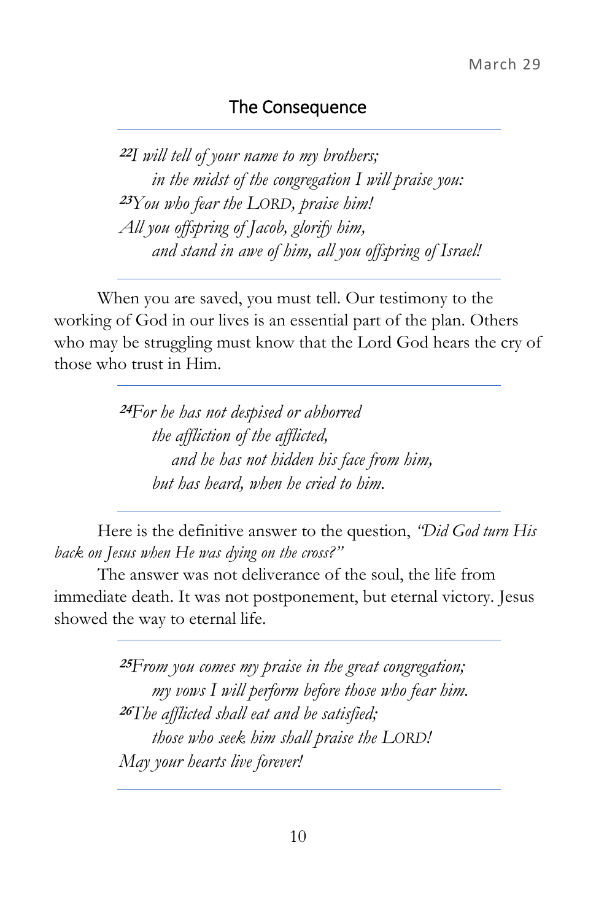March 29

## The Consequence

---

*[22]I will tell of your name to my brothers;*
*in the midst of the congregation I will praise you:*
*[23]You who fear the LORD, praise him!*
*All you offspring of Jacob, glorify him,*
*and stand in awe of him, all you offspring of Israel!*

---

When you are saved, you must tell. Our testimony to the working of God in our lives is an essential part of the plan. Others who may be struggling must know that the Lord God hears the cry of those who trust in Him.

---

*[24]For he has not despised or abhorred*
*the affliction of the afflicted,*
*and he has not hidden his face from him,*
*but has heard, when he cried to him.*

---

Here is the definitive answer to the question, *"Did God turn His back on Jesus when He was dying on the cross?"*

The answer was not deliverance of the soul, the life from immediate death. It was not postponement, but eternal victory. Jesus showed the way to eternal life.

---

*[25]From you comes my praise in the great congregation;*
*my vows I will perform before those who fear him.*
*[26]The afflicted shall eat and be satisfied;*
*those who seek him shall praise the LORD!*
*May your hearts live forever!*

---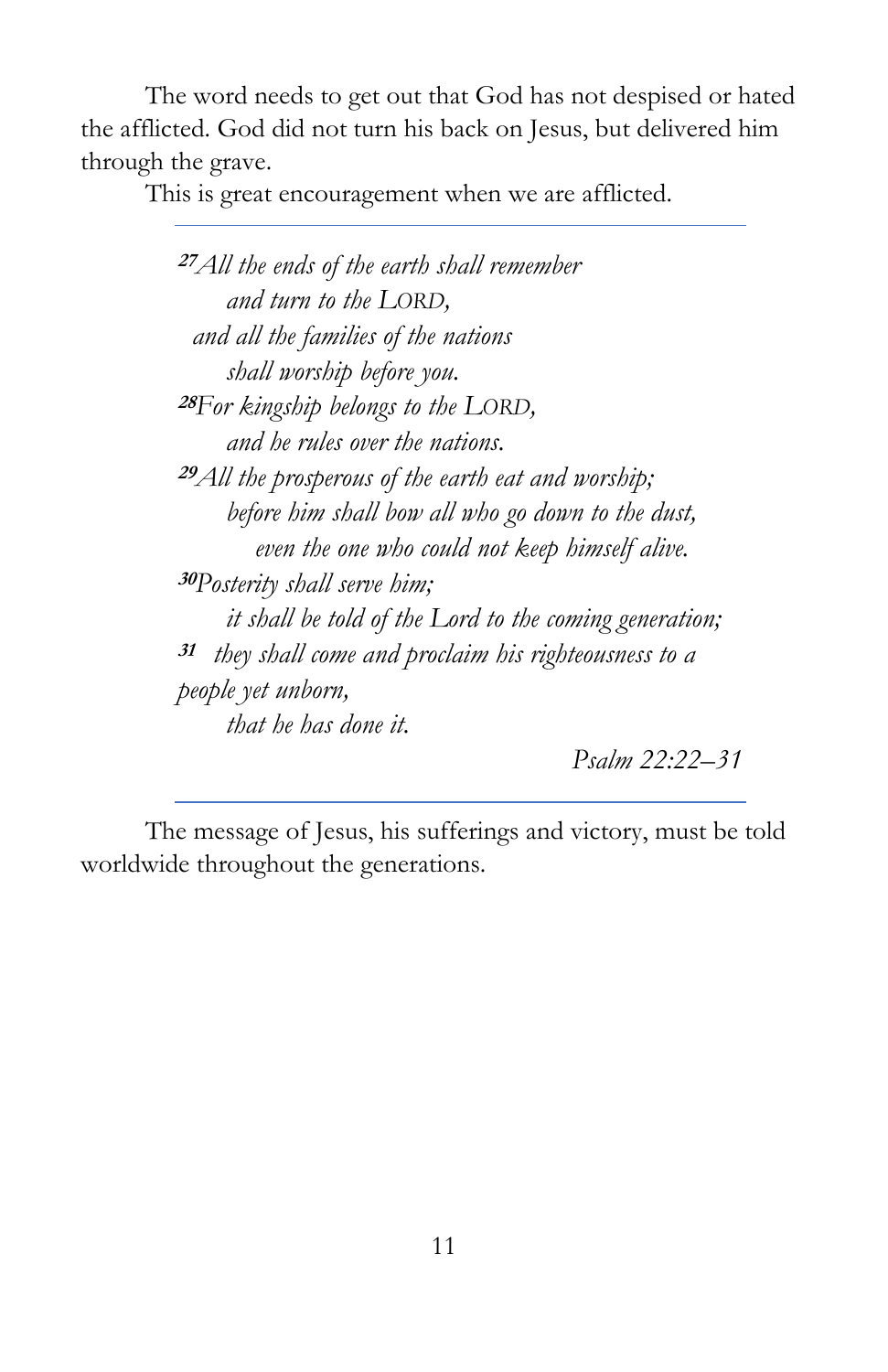The word needs to get out that God has not despised or hated the afflicted. God did not turn his back on Jesus, but delivered him through the grave.

This is great encouragement when we are afflicted.

---

> [27]*All the ends of the earth shall remember*
> *and turn to the LORD,*
> *and all the families of the nations*
> *shall worship before you.*
> [28]*For kingship belongs to the LORD,*
> *and he rules over the nations.*
> [29]*All the prosperous of the earth eat and worship;*
> *before him shall bow all who go down to the dust,*
> *even the one who could not keep himself alive.*
> [30]*Posterity shall serve him;*
> *it shall be told of the Lord to the coming generation;*
> [31] *they shall come and proclaim his righteousness to a people yet unborn,*
> *that he has done it.*
>
> *Psalm 22:22–31*

---

The message of Jesus, his sufferings and victory, must be told worldwide throughout the generations.